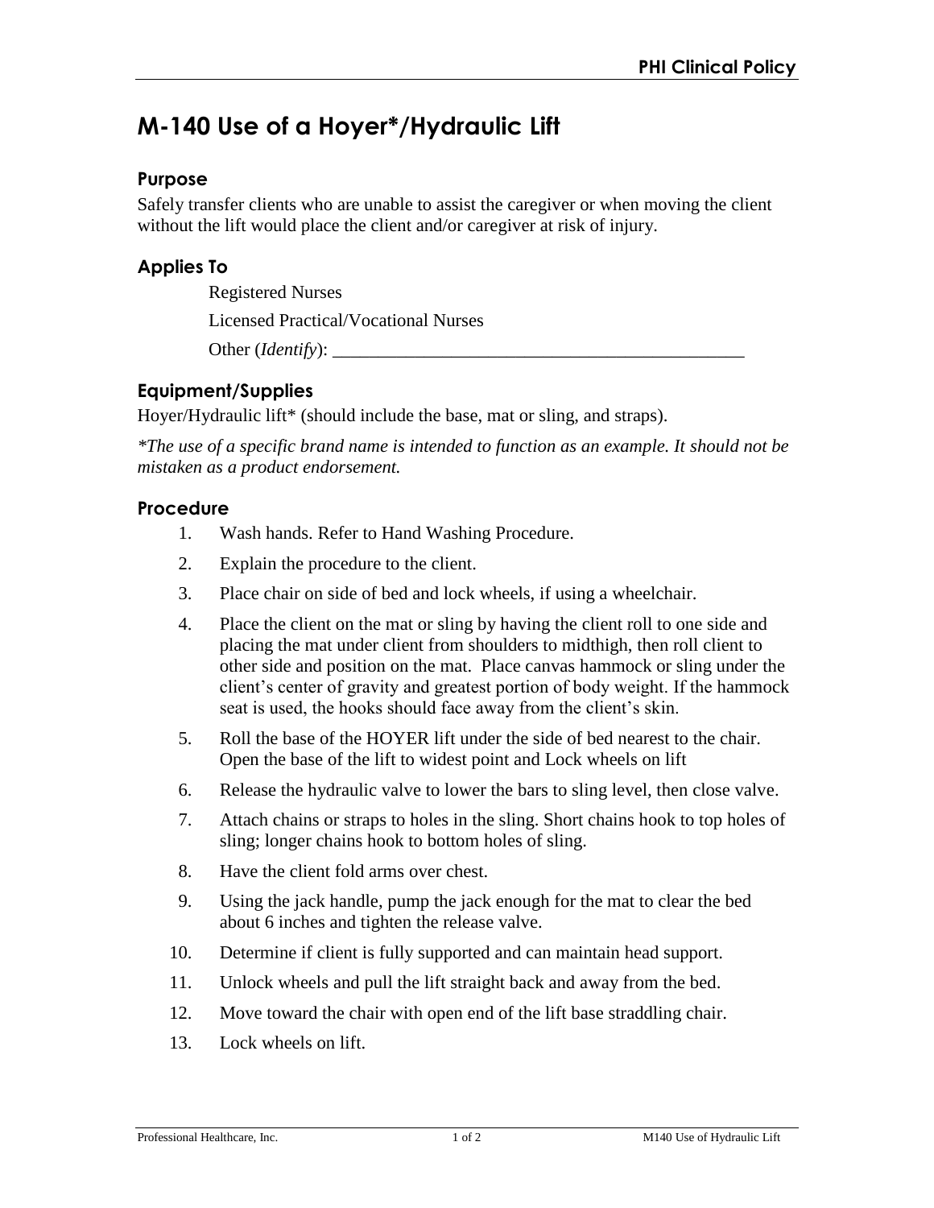# M-140 Use of a Hoyer*/Hydraulic Lift

## Purpose

Safely transfer clients who are unable to assist the caregiver or when moving the client without the lift would place the client and/or caregiver at risk of injury.

## Applies To

Registered Nurses

Licensed Practical/Vocational Nurses

Other (*Identify*): _______________________________________________

## Equipment/Supplies

Hoyer/Hydraulic lift* (should include the base, mat or sling, and straps).

*\*The use of a specific brand name is intended to function as an example. It should not be mistaken as a product endorsement.*

## Procedure

1. Wash hands. Refer to Hand Washing Procedure.
2. Explain the procedure to the client.
3. Place chair on side of bed and lock wheels, if using a wheelchair.
4. Place the client on the mat or sling by having the client roll to one side and placing the mat under client from shoulders to midthigh, then roll client to other side and position on the mat. Place canvas hammock or sling under the client's center of gravity and greatest portion of body weight. If the hammock seat is used, the hooks should face away from the client's skin.
5. Roll the base of the HOYER lift under the side of bed nearest to the chair. Open the base of the lift to widest point and Lock wheels on lift
6. Release the hydraulic valve to lower the bars to sling level, then close valve.
7. Attach chains or straps to holes in the sling. Short chains hook to top holes of sling; longer chains hook to bottom holes of sling.
8. Have the client fold arms over chest.
9. Using the jack handle, pump the jack enough for the mat to clear the bed about 6 inches and tighten the release valve.
10. Determine if client is fully supported and can maintain head support.
11. Unlock wheels and pull the lift straight back and away from the bed.
12. Move toward the chair with open end of the lift base straddling chair.
13. Lock wheels on lift.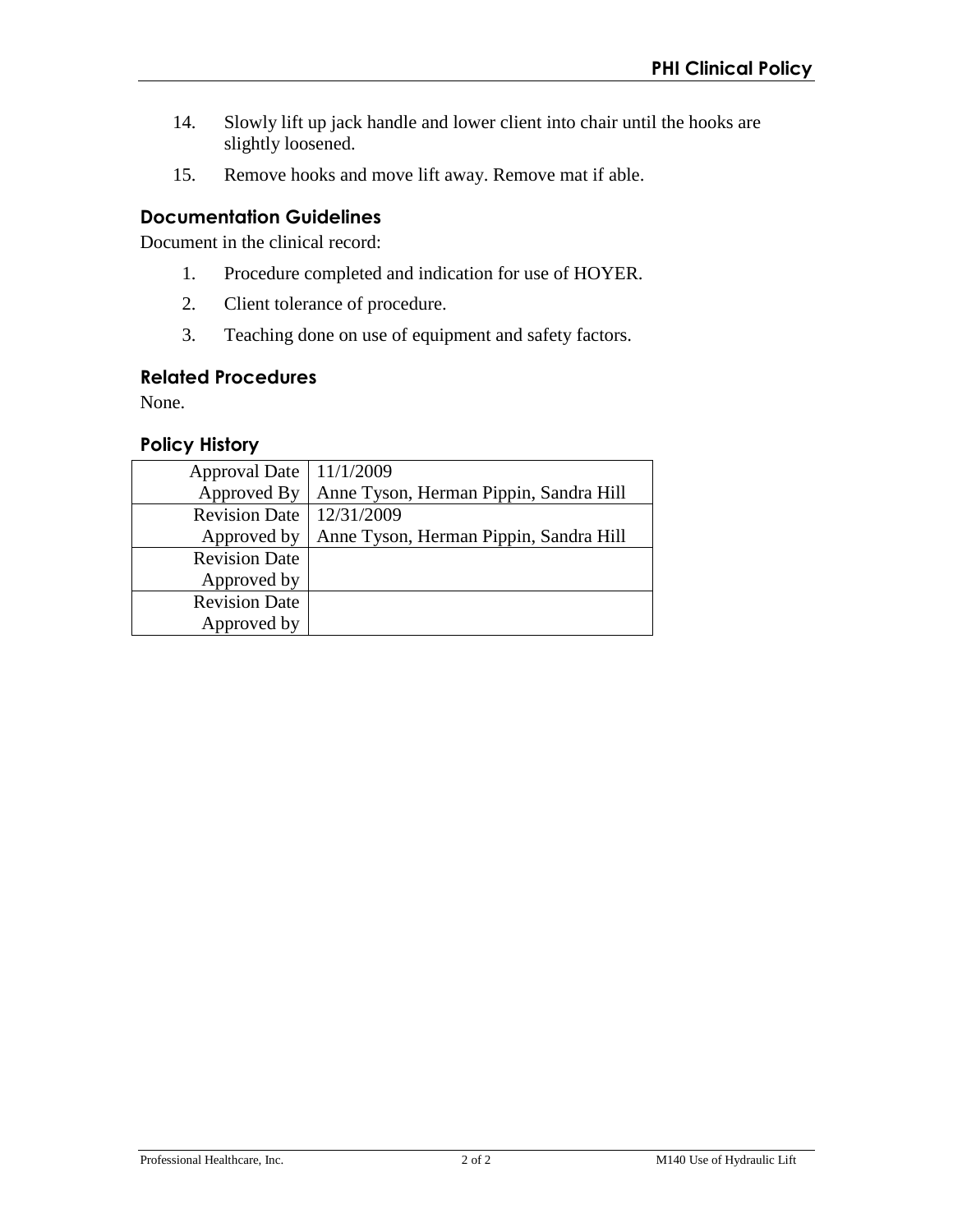14. Slowly lift up jack handle and lower client into chair until the hooks are slightly loosened.
15. Remove hooks and move lift away. Remove mat if able.

## Documentation Guidelines

Document in the clinical record:

1. Procedure completed and indication for use of HOYER.
2. Client tolerance of procedure.
3. Teaching done on use of equipment and safety factors.

## Related Procedures

None.

## Policy History

| | |
|---|---|
| Approval Date | 11/1/2009 |
| Approved By | Anne Tyson, Herman Pippin, Sandra Hill |
| Revision Date | 12/31/2009 |
| Approved by | Anne Tyson, Herman Pippin, Sandra Hill |
| Revision Date | |
| Approved by | |
| Revision Date | |
| Approved by | |